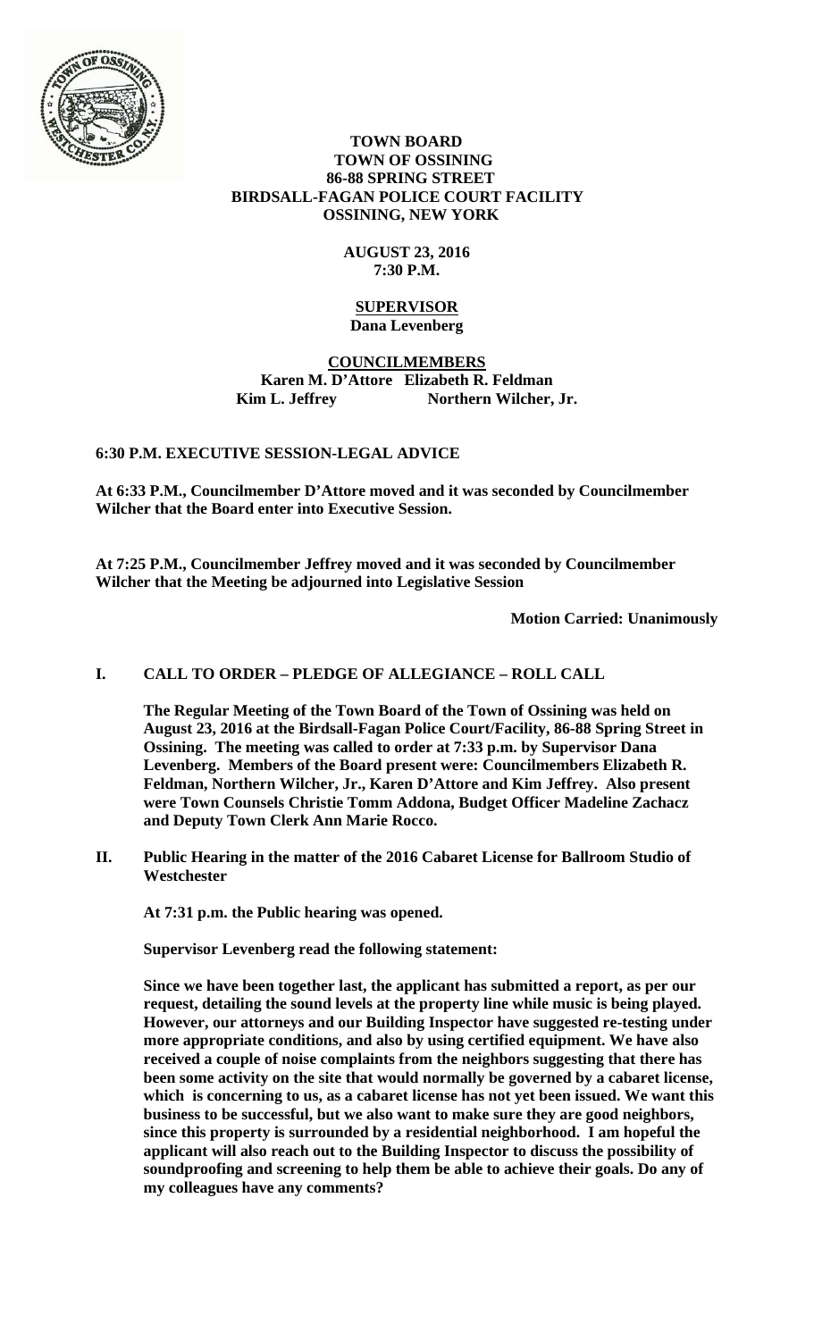# TOWN BOARD
## TOWN OF OSSINING
## 86-88 SPRING STREET
## BIRDSALL-FAGAN POLICE COURT FACILITY
## OSSINING, NEW YORK

**AUGUST 23, 2016**
**7:30 P.M.**

**SUPERVISOR**
**Dana Levenberg**

**COUNCILMEMBERS**
**Karen M. D'Attore Elizabeth R. Feldman**
**Kim L. Jeffrey Northern Wilcher, Jr.**

**6:30 P.M. EXECUTIVE SESSION-LEGAL ADVICE**

**At 6:33 P.M., Councilmember D'Attore moved and it was seconded by Councilmember Wilcher that the Board enter into Executive Session.**

**At 7:25 P.M., Councilmember Jeffrey moved and it was seconded by Councilmember Wilcher that the Meeting be adjourned into Legislative Session**

**Motion Carried: Unanimously**

## I. CALL TO ORDER – PLEDGE OF ALLEGIANCE – ROLL CALL

**The Regular Meeting of the Town Board of the Town of Ossining was held on August 23, 2016 at the Birdsall-Fagan Police Court/Facility, 86-88 Spring Street in Ossining. The meeting was called to order at 7:33 p.m. by Supervisor Dana Levenberg. Members of the Board present were: Councilmembers Elizabeth R. Feldman, Northern Wilcher, Jr., Karen D'Attore and Kim Jeffrey. Also present were Town Counsels Christie Tomm Addona, Budget Officer Madeline Zachacz and Deputy Town Clerk Ann Marie Rocco.**

## II. Public Hearing in the matter of the 2016 Cabaret License for Ballroom Studio of Westchester

**At 7:31 p.m. the Public hearing was opened.**

**Supervisor Levenberg read the following statement:**

**Since we have been together last, the applicant has submitted a report, as per our request, detailing the sound levels at the property line while music is being played. However, our attorneys and our Building Inspector have suggested re-testing under more appropriate conditions, and also by using certified equipment. We have also received a couple of noise complaints from the neighbors suggesting that there has been some activity on the site that would normally be governed by a cabaret license, which is concerning to us, as a cabaret license has not yet been issued. We want this business to be successful, but we also want to make sure they are good neighbors, since this property is surrounded by a residential neighborhood. I am hopeful the applicant will also reach out to the Building Inspector to discuss the possibility of soundproofing and screening to help them be able to achieve their goals. Do any of my colleagues have any comments?**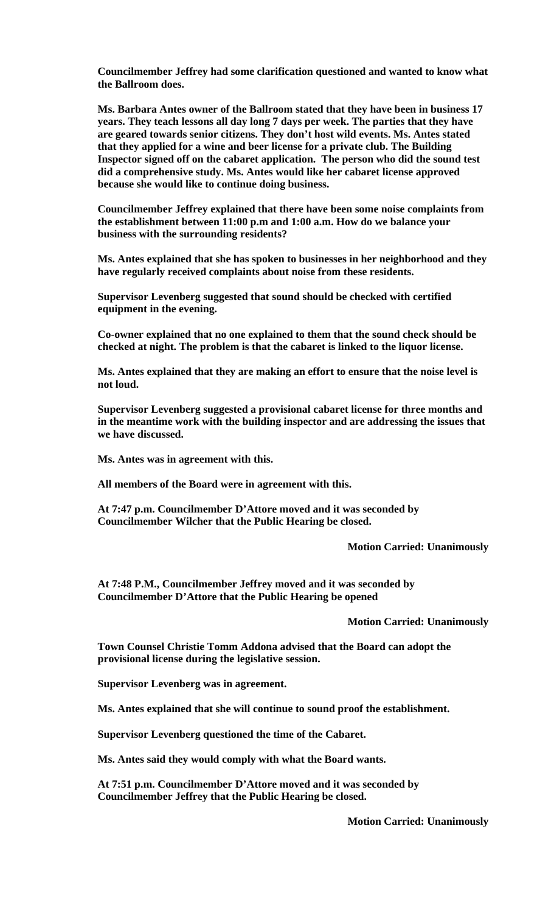**Councilmember Jeffrey had some clarification questioned and wanted to know what the Ballroom does.**

**Ms. Barbara Antes owner of the Ballroom stated that they have been in business 17 years. They teach lessons all day long 7 days per week. The parties that they have are geared towards senior citizens. They don't host wild events. Ms. Antes stated that they applied for a wine and beer license for a private club. The Building Inspector signed off on the cabaret application. The person who did the sound test did a comprehensive study. Ms. Antes would like her cabaret license approved because she would like to continue doing business.**

**Councilmember Jeffrey explained that there have been some noise complaints from the establishment between 11:00 p.m and 1:00 a.m. How do we balance your business with the surrounding residents?**

**Ms. Antes explained that she has spoken to businesses in her neighborhood and they have regularly received complaints about noise from these residents.**

**Supervisor Levenberg suggested that sound should be checked with certified equipment in the evening.**

**Co-owner explained that no one explained to them that the sound check should be checked at night. The problem is that the cabaret is linked to the liquor license.**

**Ms. Antes explained that they are making an effort to ensure that the noise level is not loud.**

**Supervisor Levenberg suggested a provisional cabaret license for three months and in the meantime work with the building inspector and are addressing the issues that we have discussed.**

**Ms. Antes was in agreement with this.**

**All members of the Board were in agreement with this.**

**At 7:47 p.m. Councilmember D'Attore moved and it was seconded by Councilmember Wilcher that the Public Hearing be closed.**

**Motion Carried: Unanimously**

**At 7:48 P.M., Councilmember Jeffrey moved and it was seconded by Councilmember D'Attore that the Public Hearing be opened**

**Motion Carried: Unanimously**

**Town Counsel Christie Tomm Addona advised that the Board can adopt the provisional license during the legislative session.**

**Supervisor Levenberg was in agreement.**

**Ms. Antes explained that she will continue to sound proof the establishment.**

**Supervisor Levenberg questioned the time of the Cabaret.**

**Ms. Antes said they would comply with what the Board wants.**

**At 7:51 p.m. Councilmember D'Attore moved and it was seconded by Councilmember Jeffrey that the Public Hearing be closed.**

**Motion Carried: Unanimously**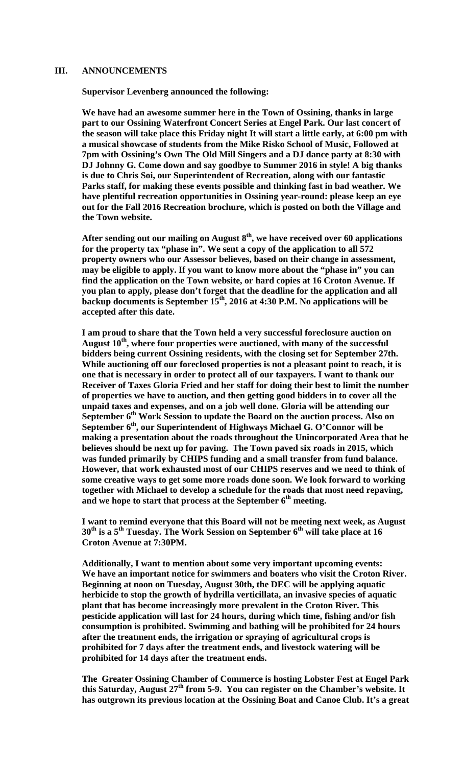## III. ANNOUNCEMENTS

**Supervisor Levenberg announced the following:**

**We have had an awesome summer here in the Town of Ossining, thanks in large part to our Ossining Waterfront Concert Series at Engel Park. Our last concert of the season will take place this Friday night It will start a little early, at 6:00 pm with a musical showcase of students from the Mike Risko School of Music, Followed at 7pm with Ossining's Own The Old Mill Singers and a DJ dance party at 8:30 with DJ Johnny G. Come down and say goodbye to Summer 2016 in style! A big thanks is due to Chris Soi, our Superintendent of Recreation, along with our fantastic Parks staff, for making these events possible and thinking fast in bad weather. We have plentiful recreation opportunities in Ossining year-round: please keep an eye out for the Fall 2016 Recreation brochure, which is posted on both the Village and the Town website.**

**After sending out our mailing on August 8th, we have received over 60 applications for the property tax "phase in". We sent a copy of the application to all 572 property owners who our Assessor believes, based on their change in assessment, may be eligible to apply. If you want to know more about the "phase in" you can find the application on the Town website, or hard copies at 16 Croton Avenue. If you plan to apply, please don't forget that the deadline for the application and all backup documents is September 15th, 2016 at 4:30 P.M. No applications will be accepted after this date.**

**I am proud to share that the Town held a very successful foreclosure auction on August 10th, where four properties were auctioned, with many of the successful bidders being current Ossining residents, with the closing set for September 27th. While auctioning off our foreclosed properties is not a pleasant point to reach, it is one that is necessary in order to protect all of our taxpayers. I want to thank our Receiver of Taxes Gloria Fried and her staff for doing their best to limit the number of properties we have to auction, and then getting good bidders in to cover all the unpaid taxes and expenses, and on a job well done. Gloria will be attending our September 6th Work Session to update the Board on the auction process. Also on September 6th, our Superintendent of Highways Michael G. O'Connor will be making a presentation about the roads throughout the Unincorporated Area that he believes should be next up for paving. The Town paved six roads in 2015, which was funded primarily by CHIPS funding and a small transfer from fund balance. However, that work exhausted most of our CHIPS reserves and we need to think of some creative ways to get some more roads done soon. We look forward to working together with Michael to develop a schedule for the roads that most need repaving, and we hope to start that process at the September 6th meeting.**

**I want to remind everyone that this Board will not be meeting next week, as August 30th is a 5th Tuesday. The Work Session on September 6th will take place at 16 Croton Avenue at 7:30PM.**

**Additionally, I want to mention about some very important upcoming events: We have an important notice for swimmers and boaters who visit the Croton River. Beginning at noon on Tuesday, August 30th, the DEC will be applying aquatic herbicide to stop the growth of hydrilla verticillata, an invasive species of aquatic plant that has become increasingly more prevalent in the Croton River. This pesticide application will last for 24 hours, during which time, fishing and/or fish consumption is prohibited. Swimming and bathing will be prohibited for 24 hours after the treatment ends, the irrigation or spraying of agricultural crops is prohibited for 7 days after the treatment ends, and livestock watering will be prohibited for 14 days after the treatment ends.**

**The Greater Ossining Chamber of Commerce is hosting Lobster Fest at Engel Park this Saturday, August 27th from 5-9. You can register on the Chamber's website. It has outgrown its previous location at the Ossining Boat and Canoe Club. It's a great**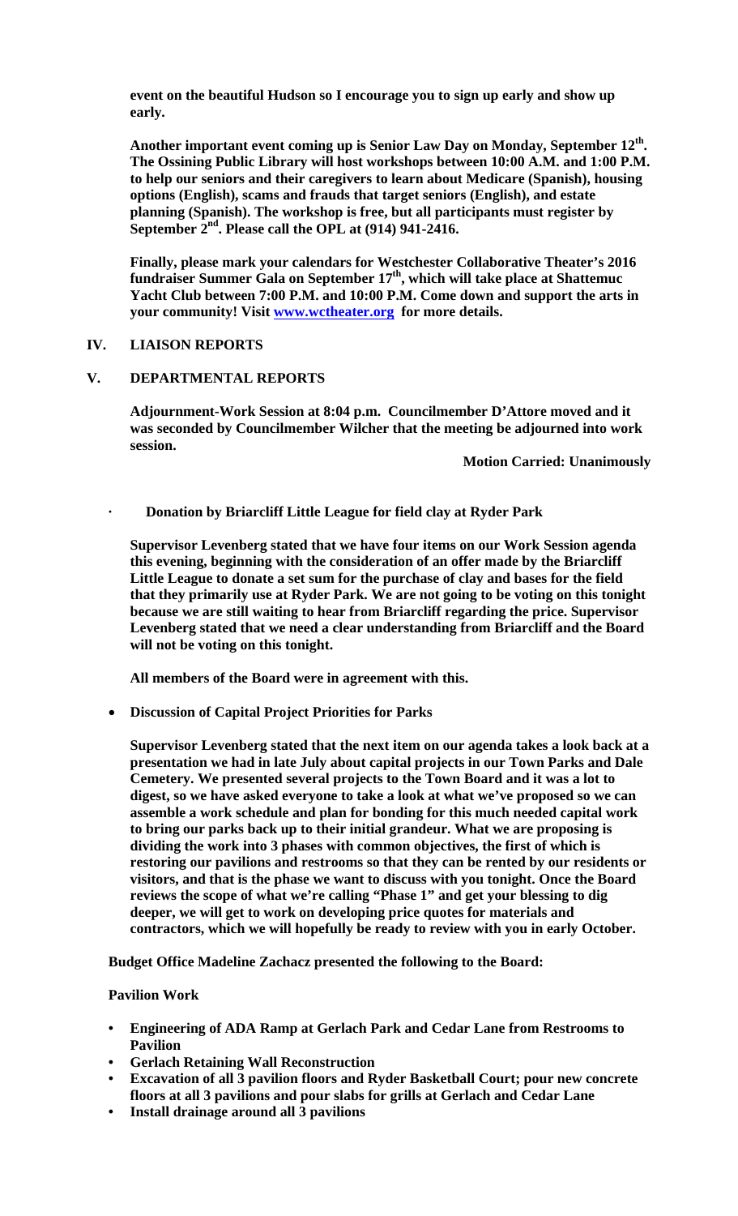**event on the beautiful Hudson so I encourage you to sign up early and show up early.**

**Another important event coming up is Senior Law Day on Monday, September 12th. The Ossining Public Library will host workshops between 10:00 A.M. and 1:00 P.M. to help our seniors and their caregivers to learn about Medicare (Spanish), housing options (English), scams and frauds that target seniors (English), and estate planning (Spanish). The workshop is free, but all participants must register by September 2nd. Please call the OPL at (914) 941-2416.**

**Finally, please mark your calendars for Westchester Collaborative Theater's 2016 fundraiser Summer Gala on September 17th, which will take place at Shattemuc Yacht Club between 7:00 P.M. and 10:00 P.M. Come down and support the arts in your community! Visit www.wctheater.org for more details.**

## IV. LIAISON REPORTS

## V. DEPARTMENTAL REPORTS

**Adjournment-Work Session at 8:04 p.m. Councilmember D'Attore moved and it was seconded by Councilmember Wilcher that the meeting be adjourned into work session.**

**Motion Carried: Unanimously**

- **Donation by Briarcliff Little League for field clay at Ryder Park**

**Supervisor Levenberg stated that we have four items on our Work Session agenda this evening, beginning with the consideration of an offer made by the Briarcliff Little League to donate a set sum for the purchase of clay and bases for the field that they primarily use at Ryder Park. We are not going to be voting on this tonight because we are still waiting to hear from Briarcliff regarding the price. Supervisor Levenberg stated that we need a clear understanding from Briarcliff and the Board will not be voting on this tonight.**

**All members of the Board were in agreement with this.**

- **Discussion of Capital Project Priorities for Parks**

**Supervisor Levenberg stated that the next item on our agenda takes a look back at a presentation we had in late July about capital projects in our Town Parks and Dale Cemetery. We presented several projects to the Town Board and it was a lot to digest, so we have asked everyone to take a look at what we've proposed so we can assemble a work schedule and plan for bonding for this much needed capital work to bring our parks back up to their initial grandeur. What we are proposing is dividing the work into 3 phases with common objectives, the first of which is restoring our pavilions and restrooms so that they can be rented by our residents or visitors, and that is the phase we want to discuss with you tonight. Once the Board reviews the scope of what we're calling "Phase 1" and get your blessing to dig deeper, we will get to work on developing price quotes for materials and contractors, which we will hopefully be ready to review with you in early October.**

**Budget Office Madeline Zachacz presented the following to the Board:**

**Pavilion Work**

- **Engineering of ADA Ramp at Gerlach Park and Cedar Lane from Restrooms to Pavilion**
- **Gerlach Retaining Wall Reconstruction**
- **Excavation of all 3 pavilion floors and Ryder Basketball Court; pour new concrete floors at all 3 pavilions and pour slabs for grills at Gerlach and Cedar Lane**
- **Install drainage around all 3 pavilions**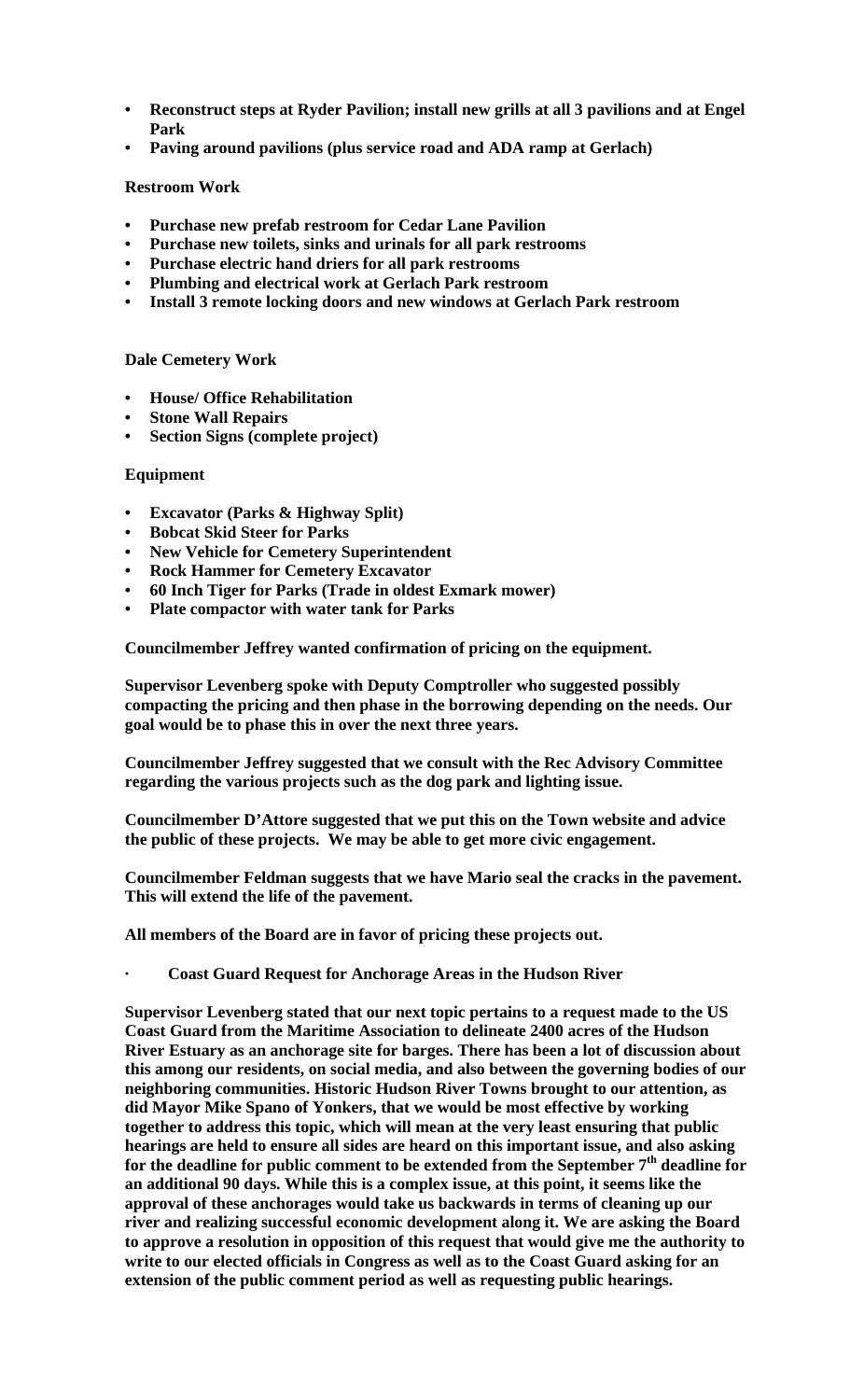- **Reconstruct steps at Ryder Pavilion; install new grills at all 3 pavilions and at Engel Park**
- **Paving around pavilions (plus service road and ADA ramp at Gerlach)**

**Restroom Work**

- **Purchase new prefab restroom for Cedar Lane Pavilion**
- **Purchase new toilets, sinks and urinals for all park restrooms**
- **Purchase electric hand driers for all park restrooms**
- **Plumbing and electrical work at Gerlach Park restroom**
- **Install 3 remote locking doors and new windows at Gerlach Park restroom**

**Dale Cemetery Work**

- **House/ Office Rehabilitation**
- **Stone Wall Repairs**
- **Section Signs (complete project)**

**Equipment**

- **Excavator (Parks & Highway Split)**
- **Bobcat Skid Steer for Parks**
- **New Vehicle for Cemetery Superintendent**
- **Rock Hammer for Cemetery Excavator**
- **60 Inch Tiger for Parks (Trade in oldest Exmark mower)**
- **Plate compactor with water tank for Parks**

**Councilmember Jeffrey wanted confirmation of pricing on the equipment.**

**Supervisor Levenberg spoke with Deputy Comptroller who suggested possibly compacting the pricing and then phase in the borrowing depending on the needs. Our goal would be to phase this in over the next three years.**

**Councilmember Jeffrey suggested that we consult with the Rec Advisory Committee regarding the various projects such as the dog park and lighting issue.**

**Councilmember D'Attore suggested that we put this on the Town website and advice the public of these projects. We may be able to get more civic engagement.**

**Councilmember Feldman suggests that we have Mario seal the cracks in the pavement. This will extend the life of the pavement.**

**All members of the Board are in favor of pricing these projects out.**

- **Coast Guard Request for Anchorage Areas in the Hudson River**

**Supervisor Levenberg stated that our next topic pertains to a request made to the US Coast Guard from the Maritime Association to delineate 2400 acres of the Hudson River Estuary as an anchorage site for barges. There has been a lot of discussion about this among our residents, on social media, and also between the governing bodies of our neighboring communities. Historic Hudson River Towns brought to our attention, as did Mayor Mike Spano of Yonkers, that we would be most effective by working together to address this topic, which will mean at the very least ensuring that public hearings are held to ensure all sides are heard on this important issue, and also asking for the deadline for public comment to be extended from the September 7th deadline for an additional 90 days. While this is a complex issue, at this point, it seems like the approval of these anchorages would take us backwards in terms of cleaning up our river and realizing successful economic development along it. We are asking the Board to approve a resolution in opposition of this request that would give me the authority to write to our elected officials in Congress as well as to the Coast Guard asking for an extension of the public comment period as well as requesting public hearings.**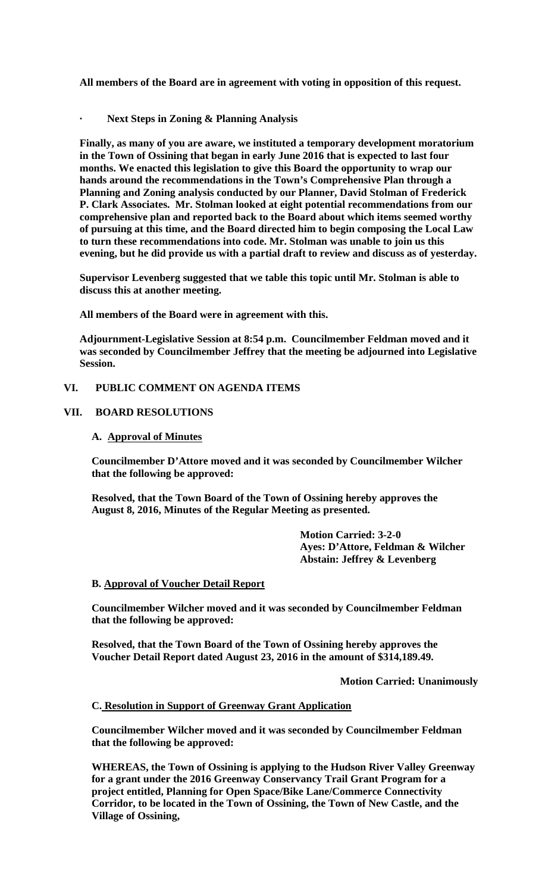**All members of the Board are in agreement with voting in opposition of this request.**

- **Next Steps in Zoning & Planning Analysis**

**Finally, as many of you are aware, we instituted a temporary development moratorium in the Town of Ossining that began in early June 2016 that is expected to last four months. We enacted this legislation to give this Board the opportunity to wrap our hands around the recommendations in the Town's Comprehensive Plan through a Planning and Zoning analysis conducted by our Planner, David Stolman of Frederick P. Clark Associates. Mr. Stolman looked at eight potential recommendations from our comprehensive plan and reported back to the Board about which items seemed worthy of pursuing at this time, and the Board directed him to begin composing the Local Law to turn these recommendations into code. Mr. Stolman was unable to join us this evening, but he did provide us with a partial draft to review and discuss as of yesterday.**

**Supervisor Levenberg suggested that we table this topic until Mr. Stolman is able to discuss this at another meeting.**

**All members of the Board were in agreement with this.**

**Adjournment-Legislative Session at 8:54 p.m. Councilmember Feldman moved and it was seconded by Councilmember Jeffrey that the meeting be adjourned into Legislative Session.**

## VI. PUBLIC COMMENT ON AGENDA ITEMS

## VII. BOARD RESOLUTIONS

### A. Approval of Minutes

**Councilmember D'Attore moved and it was seconded by Councilmember Wilcher that the following be approved:**

**Resolved, that the Town Board of the Town of Ossining hereby approves the August 8, 2016, Minutes of the Regular Meeting as presented.**

**Motion Carried: 3-2-0**
**Ayes: D'Attore, Feldman & Wilcher**
**Abstain: Jeffrey & Levenberg**

### B. Approval of Voucher Detail Report

**Councilmember Wilcher moved and it was seconded by Councilmember Feldman that the following be approved:**

**Resolved, that the Town Board of the Town of Ossining hereby approves the Voucher Detail Report dated August 23, 2016 in the amount of $314,189.49.**

**Motion Carried: Unanimously**

### C. Resolution in Support of Greenway Grant Application

**Councilmember Wilcher moved and it was seconded by Councilmember Feldman that the following be approved:**

**WHEREAS, the Town of Ossining is applying to the Hudson River Valley Greenway for a grant under the 2016 Greenway Conservancy Trail Grant Program for a project entitled, Planning for Open Space/Bike Lane/Commerce Connectivity Corridor, to be located in the Town of Ossining, the Town of New Castle, and the Village of Ossining,**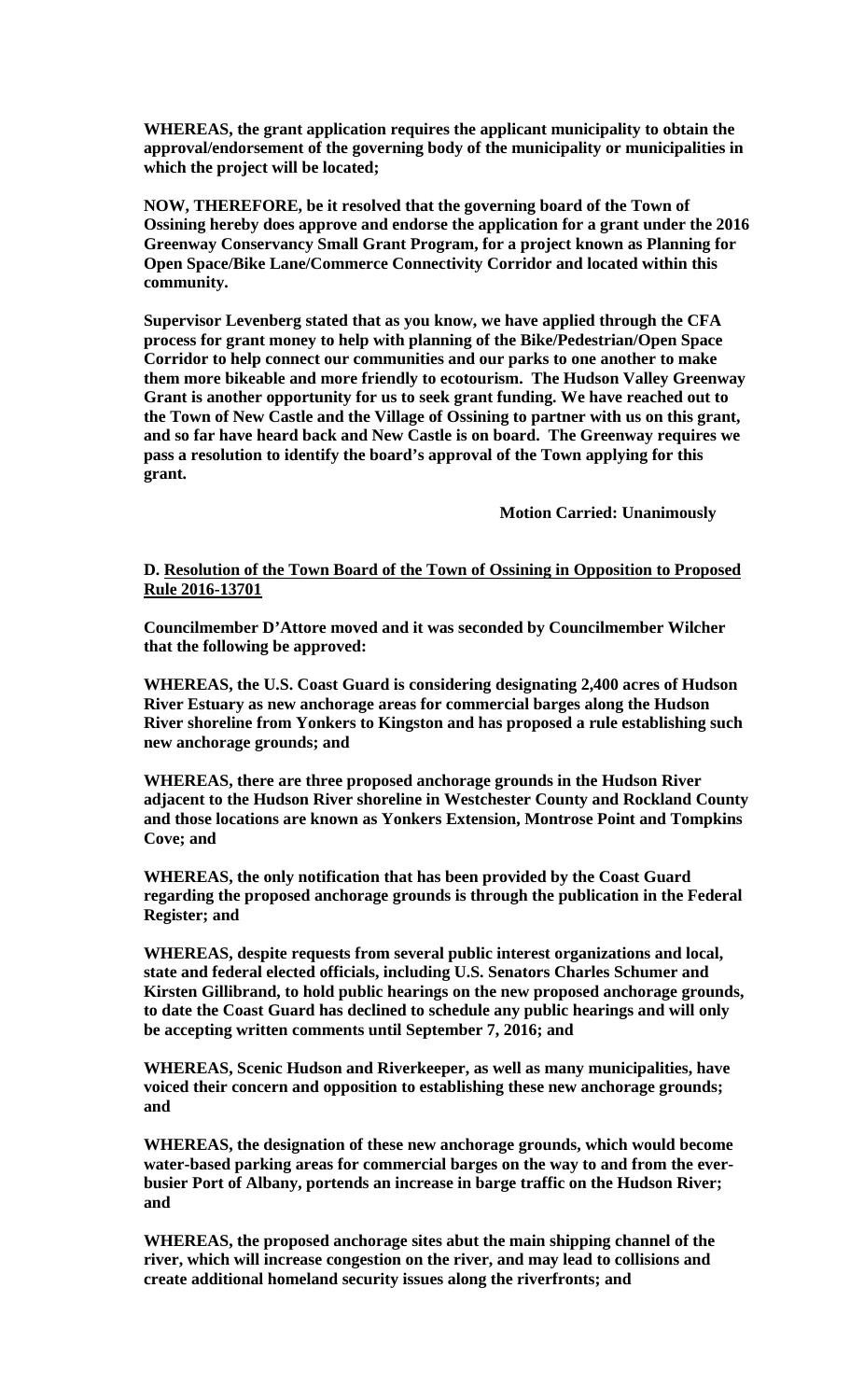**WHEREAS, the grant application requires the applicant municipality to obtain the approval/endorsement of the governing body of the municipality or municipalities in which the project will be located;**

**NOW, THEREFORE, be it resolved that the governing board of the Town of Ossining hereby does approve and endorse the application for a grant under the 2016 Greenway Conservancy Small Grant Program, for a project known as Planning for Open Space/Bike Lane/Commerce Connectivity Corridor and located within this community.**

**Supervisor Levenberg stated that as you know, we have applied through the CFA process for grant money to help with planning of the Bike/Pedestrian/Open Space Corridor to help connect our communities and our parks to one another to make them more bikeable and more friendly to ecotourism. The Hudson Valley Greenway Grant is another opportunity for us to seek grant funding. We have reached out to the Town of New Castle and the Village of Ossining to partner with us on this grant, and so far have heard back and New Castle is on board. The Greenway requires we pass a resolution to identify the board's approval of the Town applying for this grant.**

**Motion Carried: Unanimously**

**D. <u>Resolution of the Town Board of the Town of Ossining in Opposition to Proposed Rule 2016-13701</u>**

**Councilmember D'Attore moved and it was seconded by Councilmember Wilcher that the following be approved:**

**WHEREAS, the U.S. Coast Guard is considering designating 2,400 acres of Hudson River Estuary as new anchorage areas for commercial barges along the Hudson River shoreline from Yonkers to Kingston and has proposed a rule establishing such new anchorage grounds; and**

**WHEREAS, there are three proposed anchorage grounds in the Hudson River adjacent to the Hudson River shoreline in Westchester County and Rockland County and those locations are known as Yonkers Extension, Montrose Point and Tompkins Cove; and**

**WHEREAS, the only notification that has been provided by the Coast Guard regarding the proposed anchorage grounds is through the publication in the Federal Register; and**

**WHEREAS, despite requests from several public interest organizations and local, state and federal elected officials, including U.S. Senators Charles Schumer and Kirsten Gillibrand, to hold public hearings on the new proposed anchorage grounds, to date the Coast Guard has declined to schedule any public hearings and will only be accepting written comments until September 7, 2016; and**

**WHEREAS, Scenic Hudson and Riverkeeper, as well as many municipalities, have voiced their concern and opposition to establishing these new anchorage grounds; and**

**WHEREAS, the designation of these new anchorage grounds, which would become water-based parking areas for commercial barges on the way to and from the ever-busier Port of Albany, portends an increase in barge traffic on the Hudson River; and**

**WHEREAS, the proposed anchorage sites abut the main shipping channel of the river, which will increase congestion on the river, and may lead to collisions and create additional homeland security issues along the riverfronts; and**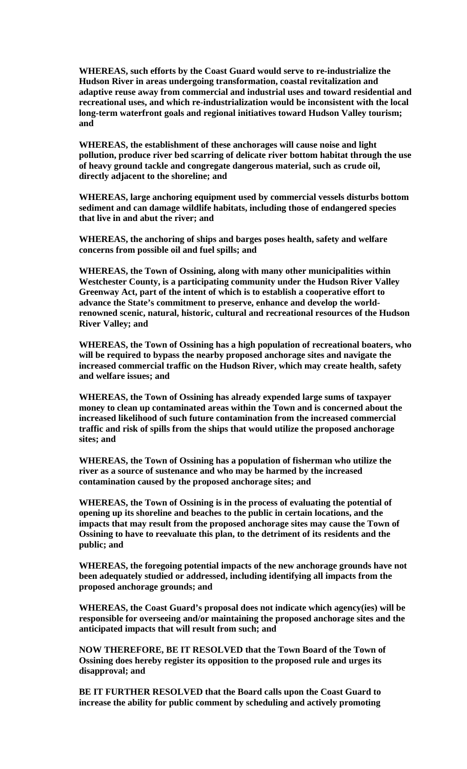**WHEREAS, such efforts by the Coast Guard would serve to re-industrialize the Hudson River in areas undergoing transformation, coastal revitalization and adaptive reuse away from commercial and industrial uses and toward residential and recreational uses, and which re-industrialization would be inconsistent with the local long-term waterfront goals and regional initiatives toward Hudson Valley tourism; and**

**WHEREAS, the establishment of these anchorages will cause noise and light pollution, produce river bed scarring of delicate river bottom habitat through the use of heavy ground tackle and congregate dangerous material, such as crude oil, directly adjacent to the shoreline; and**

**WHEREAS, large anchoring equipment used by commercial vessels disturbs bottom sediment and can damage wildlife habitats, including those of endangered species that live in and abut the river; and**

**WHEREAS, the anchoring of ships and barges poses health, safety and welfare concerns from possible oil and fuel spills; and**

**WHEREAS, the Town of Ossining, along with many other municipalities within Westchester County, is a participating community under the Hudson River Valley Greenway Act, part of the intent of which is to establish a cooperative effort to advance the State's commitment to preserve, enhance and develop the world-renowned scenic, natural, historic, cultural and recreational resources of the Hudson River Valley; and**

**WHEREAS, the Town of Ossining has a high population of recreational boaters, who will be required to bypass the nearby proposed anchorage sites and navigate the increased commercial traffic on the Hudson River, which may create health, safety and welfare issues; and**

**WHEREAS, the Town of Ossining has already expended large sums of taxpayer money to clean up contaminated areas within the Town and is concerned about the increased likelihood of such future contamination from the increased commercial traffic and risk of spills from the ships that would utilize the proposed anchorage sites; and**

**WHEREAS, the Town of Ossining has a population of fisherman who utilize the river as a source of sustenance and who may be harmed by the increased contamination caused by the proposed anchorage sites; and**

**WHEREAS, the Town of Ossining is in the process of evaluating the potential of opening up its shoreline and beaches to the public in certain locations, and the impacts that may result from the proposed anchorage sites may cause the Town of Ossining to have to reevaluate this plan, to the detriment of its residents and the public; and**

**WHEREAS, the foregoing potential impacts of the new anchorage grounds have not been adequately studied or addressed, including identifying all impacts from the proposed anchorage grounds; and**

**WHEREAS, the Coast Guard's proposal does not indicate which agency(ies) will be responsible for overseeing and/or maintaining the proposed anchorage sites and the anticipated impacts that will result from such; and**

**NOW THEREFORE, BE IT RESOLVED that the Town Board of the Town of Ossining does hereby register its opposition to the proposed rule and urges its disapproval; and**

**BE IT FURTHER RESOLVED that the Board calls upon the Coast Guard to increase the ability for public comment by scheduling and actively promoting**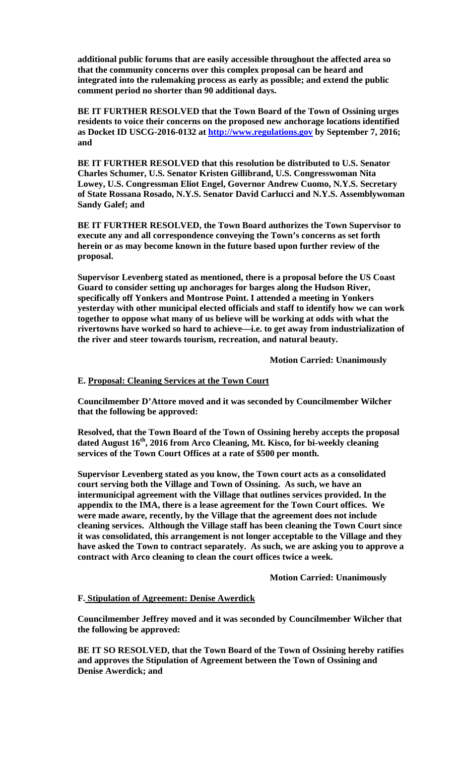**additional public forums that are easily accessible throughout the affected area so that the community concerns over this complex proposal can be heard and integrated into the rulemaking process as early as possible; and extend the public comment period no shorter than 90 additional days.**

**BE IT FURTHER RESOLVED that the Town Board of the Town of Ossining urges residents to voice their concerns on the proposed new anchorage locations identified as Docket ID USCG-2016-0132 at http://www.regulations.gov by September 7, 2016; and**

**BE IT FURTHER RESOLVED that this resolution be distributed to U.S. Senator Charles Schumer, U.S. Senator Kristen Gillibrand, U.S. Congresswoman Nita Lowey, U.S. Congressman Eliot Engel, Governor Andrew Cuomo, N.Y.S. Secretary of State Rossana Rosado, N.Y.S. Senator David Carlucci and N.Y.S. Assemblywoman Sandy Galef; and**

**BE IT FURTHER RESOLVED, the Town Board authorizes the Town Supervisor to execute any and all correspondence conveying the Town's concerns as set forth herein or as may become known in the future based upon further review of the proposal.**

**Supervisor Levenberg stated as mentioned, there is a proposal before the US Coast Guard to consider setting up anchorages for barges along the Hudson River, specifically off Yonkers and Montrose Point. I attended a meeting in Yonkers yesterday with other municipal elected officials and staff to identify how we can work together to oppose what many of us believe will be working at odds with what the rivertowns have worked so hard to achieve—i.e. to get away from industrialization of the river and steer towards tourism, recreation, and natural beauty.**

**Motion Carried: Unanimously**

**E. Proposal: Cleaning Services at the Town Court**

**Councilmember D'Attore moved and it was seconded by Councilmember Wilcher that the following be approved:**

**Resolved, that the Town Board of the Town of Ossining hereby accepts the proposal dated August 16th, 2016 from Arco Cleaning, Mt. Kisco, for bi-weekly cleaning services of the Town Court Offices at a rate of $500 per month.**

**Supervisor Levenberg stated as you know, the Town court acts as a consolidated court serving both the Village and Town of Ossining. As such, we have an intermunicipal agreement with the Village that outlines services provided. In the appendix to the IMA, there is a lease agreement for the Town Court offices. We were made aware, recently, by the Village that the agreement does not include cleaning services. Although the Village staff has been cleaning the Town Court since it was consolidated, this arrangement is not longer acceptable to the Village and they have asked the Town to contract separately. As such, we are asking you to approve a contract with Arco cleaning to clean the court offices twice a week.**

**Motion Carried: Unanimously**

**F. Stipulation of Agreement: Denise Awerdick**

**Councilmember Jeffrey moved and it was seconded by Councilmember Wilcher that the following be approved:**

**BE IT SO RESOLVED, that the Town Board of the Town of Ossining hereby ratifies and approves the Stipulation of Agreement between the Town of Ossining and Denise Awerdick; and**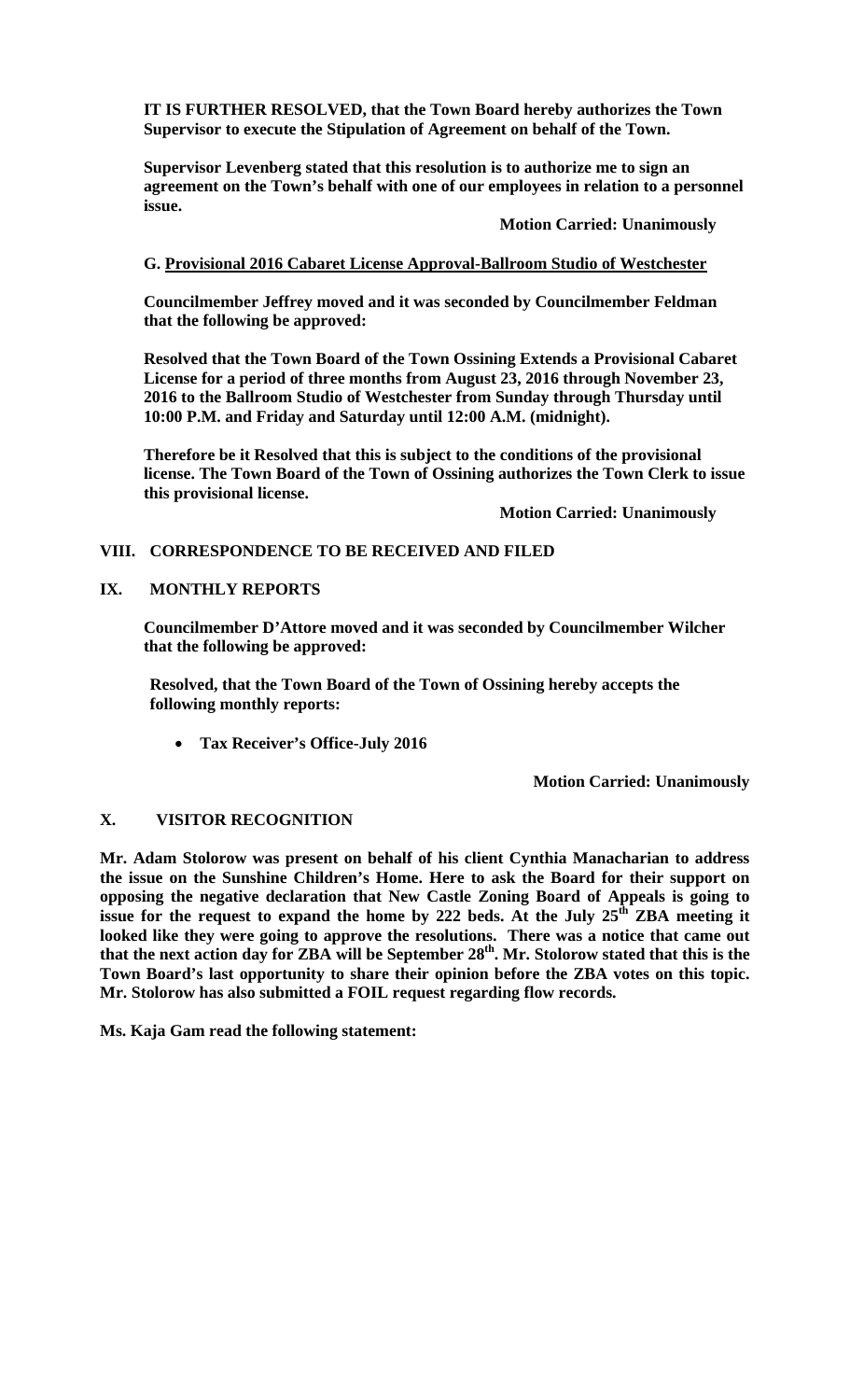**IT IS FURTHER RESOLVED, that the Town Board hereby authorizes the Town Supervisor to execute the Stipulation of Agreement on behalf of the Town.**

**Supervisor Levenberg stated that this resolution is to authorize me to sign an agreement on the Town's behalf with one of our employees in relation to a personnel issue.**

**Motion Carried: Unanimously**

**G. Provisional 2016 Cabaret License Approval-Ballroom Studio of Westchester**

**Councilmember Jeffrey moved and it was seconded by Councilmember Feldman that the following be approved:**

**Resolved that the Town Board of the Town Ossining Extends a Provisional Cabaret License for a period of three months from August 23, 2016 through November 23, 2016 to the Ballroom Studio of Westchester from Sunday through Thursday until 10:00 P.M. and Friday and Saturday until 12:00 A.M. (midnight).**

**Therefore be it Resolved that this is subject to the conditions of the provisional license. The Town Board of the Town of Ossining authorizes the Town Clerk to issue this provisional license.**

**Motion Carried: Unanimously**

## VIII. CORRESPONDENCE TO BE RECEIVED AND FILED

## IX. MONTHLY REPORTS

**Councilmember D'Attore moved and it was seconded by Councilmember Wilcher that the following be approved:**

**Resolved, that the Town Board of the Town of Ossining hereby accepts the following monthly reports:**

- **Tax Receiver's Office-July 2016**

**Motion Carried: Unanimously**

## X. VISITOR RECOGNITION

**Mr. Adam Stolorow was present on behalf of his client Cynthia Manacharian to address the issue on the Sunshine Children's Home. Here to ask the Board for their support on opposing the negative declaration that New Castle Zoning Board of Appeals is going to issue for the request to expand the home by 222 beds. At the July 25th ZBA meeting it looked like they were going to approve the resolutions. There was a notice that came out that the next action day for ZBA will be September 28th. Mr. Stolorow stated that this is the Town Board's last opportunity to share their opinion before the ZBA votes on this topic. Mr. Stolorow has also submitted a FOIL request regarding flow records.**

**Ms. Kaja Gam read the following statement:**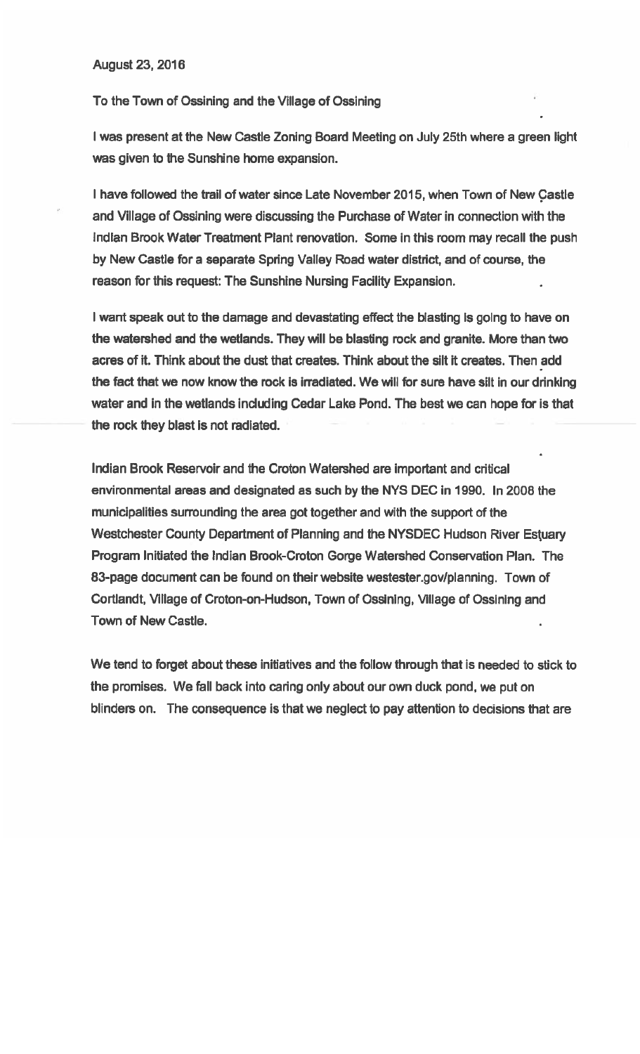August 23, 2016

To the Town of Ossining and the Village of Ossining

I was present at the New Castle Zoning Board Meeting on July 25th where a green light was given to the Sunshine home expansion.

I have followed the trail of water since Late November 2015, when Town of New Castle and Village of Ossining were discussing the Purchase of Water in connection with the Indian Brook Water Treatment Plant renovation. Some in this room may recall the push by New Castle for a separate Spring Valley Road water district, and of course, the reason for this request: The Sunshine Nursing Facility Expansion.

I want speak out to the damage and devastating effect the blasting is going to have on the watershed and the wetlands. They will be blasting rock and granite. More than two acres of it. Think about the dust that creates. Think about the silt it creates. Then add the fact that we now know the rock is irradiated. We will for sure have silt in our drinking water and in the wetlands including Cedar Lake Pond. The best we can hope for is that the rock they blast is not radiated.

Indian Brook Reservoir and the Croton Watershed are important and critical environmental areas and designated as such by the NYS DEC in 1990. In 2008 the municipalities surrounding the area got together and with the support of the Westchester County Department of Planning and the NYSDEC Hudson River Estuary Program Initiated the Indian Brook-Croton Gorge Watershed Conservation Plan. The 83-page document can be found on their website westester.gov/planning. Town of Cortlandt, Village of Croton-on-Hudson, Town of Ossining, Village of Ossining and Town of New Castle.

We tend to forget about these initiatives and the follow through that is needed to stick to the promises. We fall back into caring only about our own duck pond, we put on blinders on. The consequence is that we neglect to pay attention to decisions that are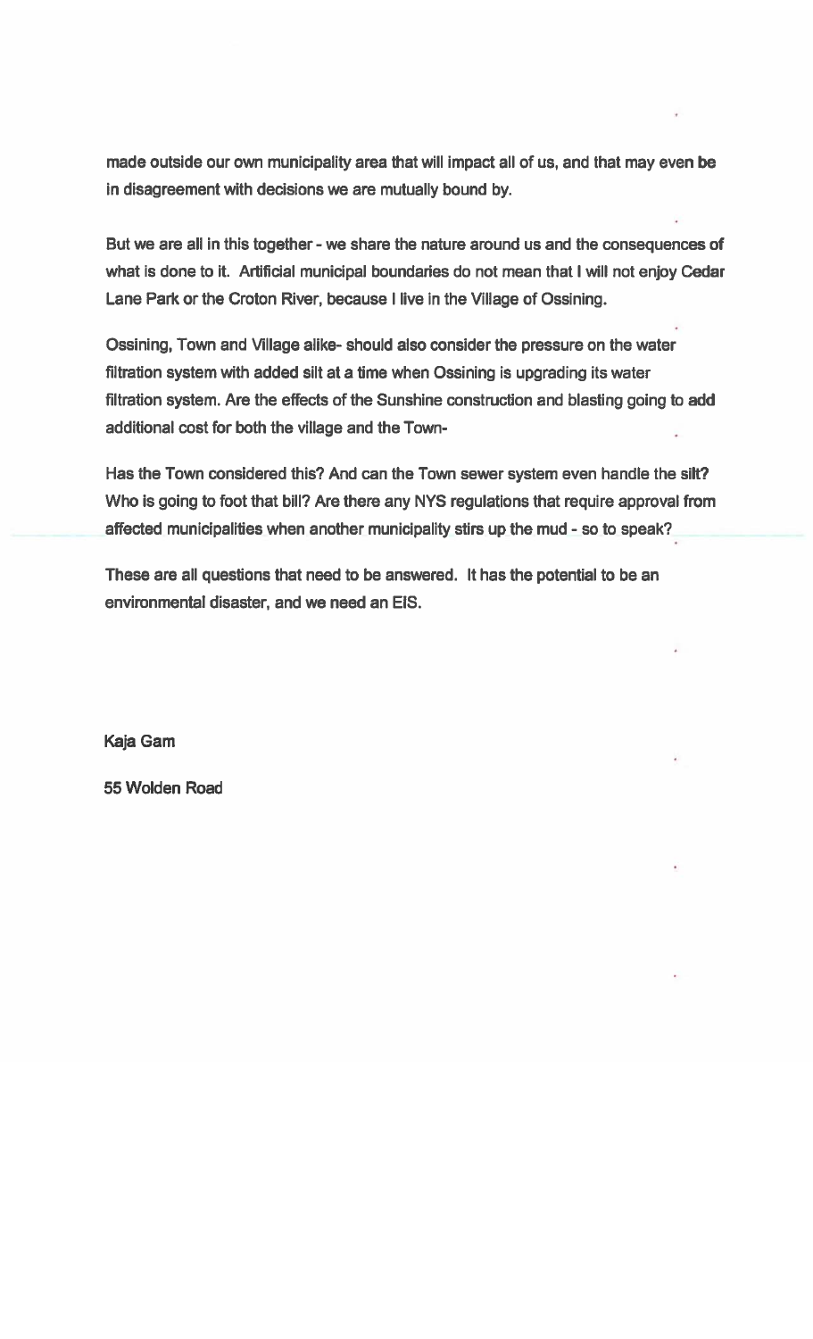made outside our own municipality area that will impact all of us, and that may even be in disagreement with decisions we are mutually bound by.

But we are all in this together - we share the nature around us and the consequences of what is done to it. Artificial municipal boundaries do not mean that I will not enjoy Cedar Lane Park or the Croton River, because I live in the Village of Ossining.

Ossining, Town and Village alike- should also consider the pressure on the water filtration system with added silt at a time when Ossining is upgrading its water filtration system. Are the effects of the Sunshine construction and blasting going to add additional cost for both the village and the Town-

Has the Town considered this? And can the Town sewer system even handle the silt? Who is going to foot that bill? Are there any NYS regulations that require approval from affected municipalities when another municipality stirs up the mud - so to speak?

These are all questions that need to be answered. It has the potential to be an environmental disaster, and we need an EIS.

Kaja Gam

55 Wolden Road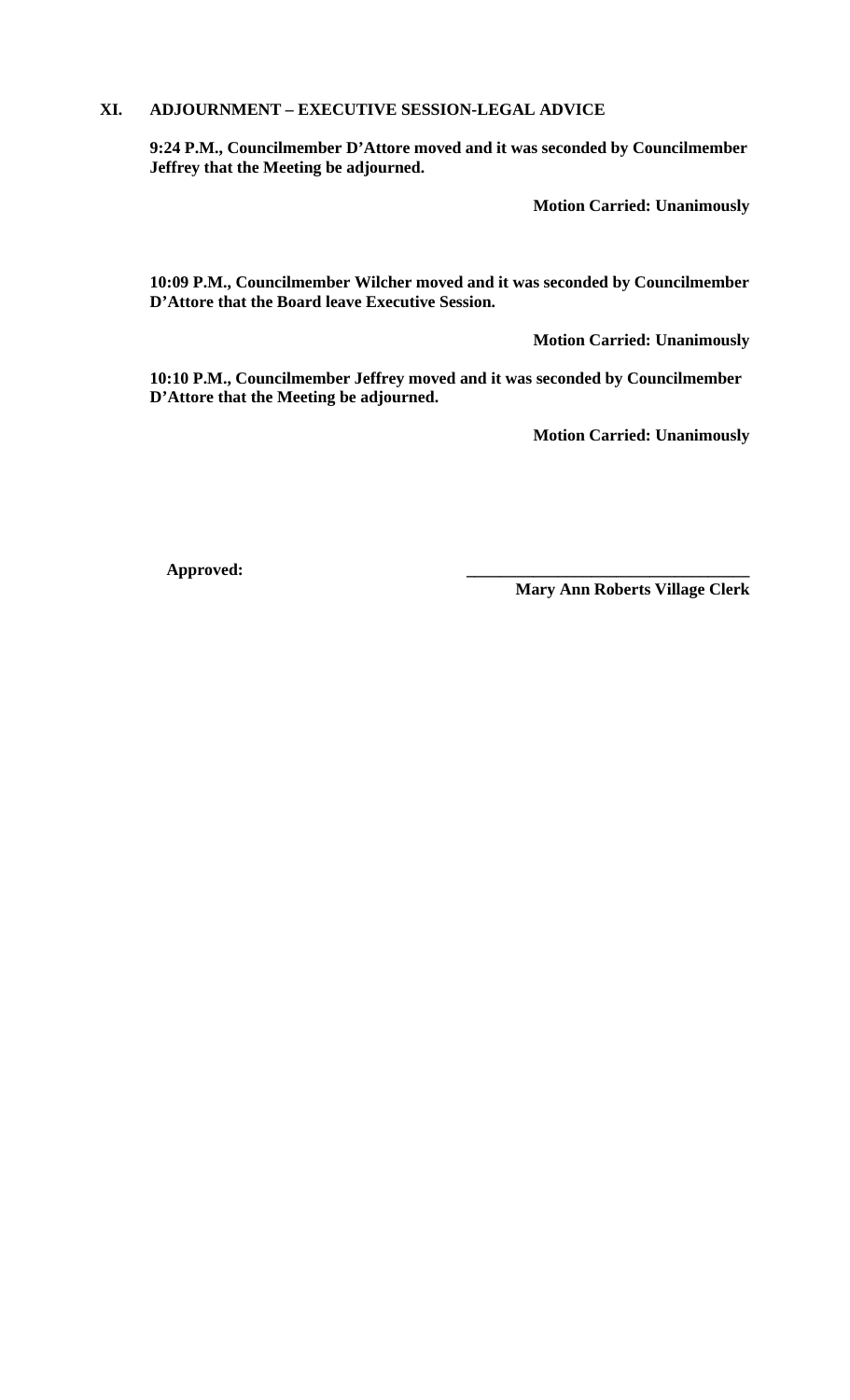## XI. ADJOURNMENT – EXECUTIVE SESSION-LEGAL ADVICE

**9:24 P.M., Councilmember D'Attore moved and it was seconded by Councilmember Jeffrey that the Meeting be adjourned.**

**Motion Carried: Unanimously**

**10:09 P.M., Councilmember Wilcher moved and it was seconded by Councilmember D'Attore that the Board leave Executive Session.**

**Motion Carried: Unanimously**

**10:10 P.M., Councilmember Jeffrey moved and it was seconded by Councilmember D'Attore that the Meeting be adjourned.**

**Motion Carried: Unanimously**

**Approved:** ________________________________

**Mary Ann Roberts Village Clerk**